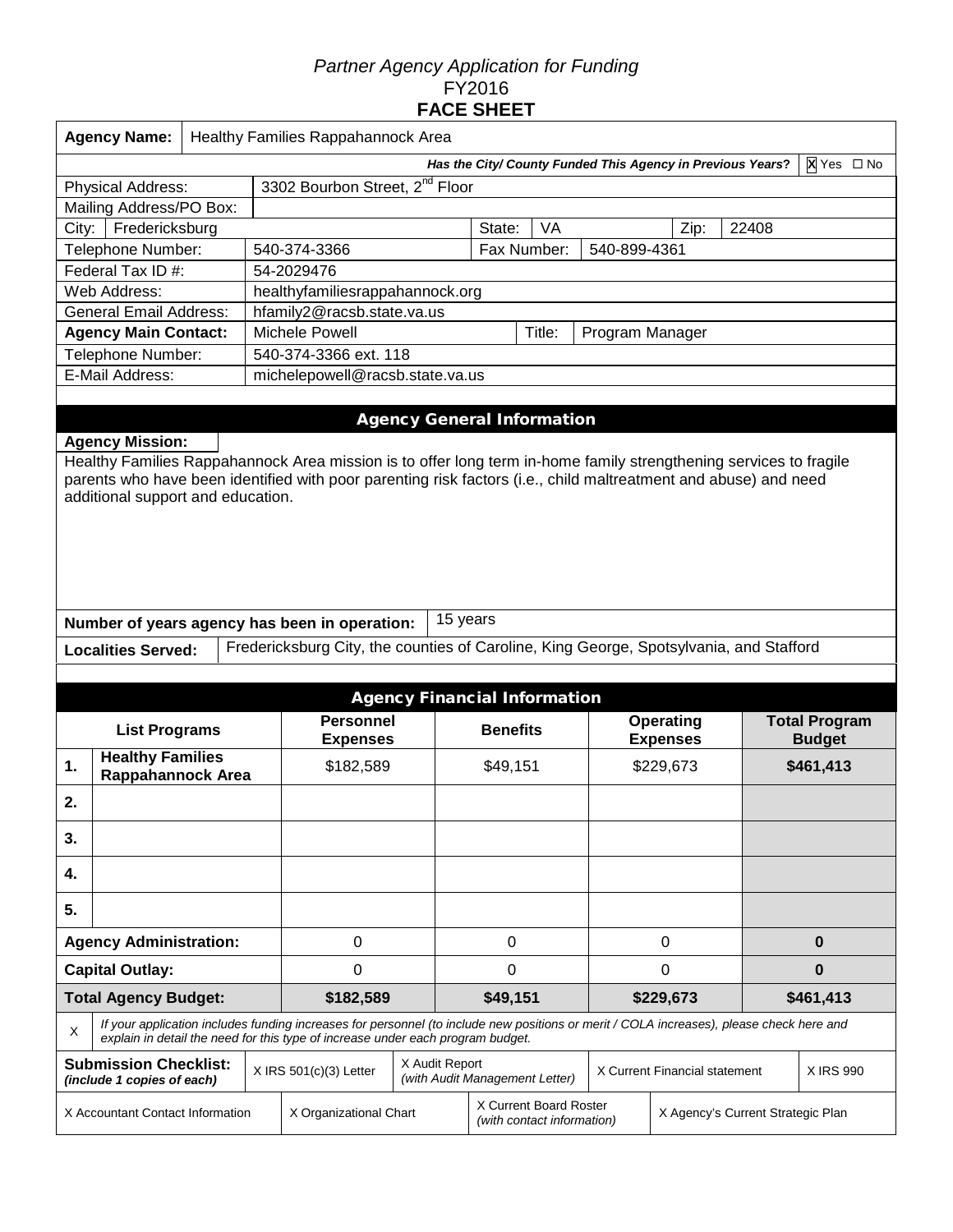*Partner Agency Application for Funding*
FY2016
**FACE SHEET**

| **Agency Name:** | Healthy Families Rappahannock Area | | | | |
|---|---|---|---|---|---|
| ***Has the City/ County Funded This Agency in Previous Years?*** | ☒ Yes ☐ No | | | | |
| Physical Address: | 3302 Bourbon Street, 2nd Floor | | | | |
| Mailing Address/PO Box: | | | | | |
| City: Fredericksburg | | State: | VA | Zip: | 22408 |
| Telephone Number: | 540-374-3366 | Fax Number: | 540-899-4361 | | |
| Federal Tax ID #: | 54-2029476 | | | | |
| Web Address: | healthyfamiliesrappahannock.org | | | | |
| General Email Address: | hfamily2@racsb.state.va.us | | | | |
| **Agency Main Contact:** | Michele Powell | Title: | Program Manager | | |
| Telephone Number: | 540-374-3366 ext. 118 | | | | |
| E-Mail Address: | michelepowell@racsb.state.va.us | | | | |

## Agency General Information

**Agency Mission:**

Healthy Families Rappahannock Area mission is to offer long term in-home family strengthening services to fragile parents who have been identified with poor parenting risk factors (i.e., child maltreatment and abuse) and need additional support and education.

**Number of years agency has been in operation:** 15 years

**Localities Served:** Fredericksburg City, the counties of Caroline, King George, Spotsylvania, and Stafford

## Agency Financial Information

| | **List Programs** | **Personnel Expenses** | **Benefits** | **Operating Expenses** | **Total Program Budget** |
|---|---|---|---|---|---|
| **1.** | **Healthy Families Rappahannock Area** | $182,589 | $49,151 | $229,673 | **$461,413** |
| **2.** | | | | | |
| **3.** | | | | | |
| **4.** | | | | | |
| **5.** | | | | | |
| **Agency Administration:** | | 0 | 0 | 0 | **0** |
| **Capital Outlay:** | | 0 | 0 | 0 | **0** |
| **Total Agency Budget:** | | **$182,589** | **$49,151** | **$229,673** | **$461,413** |

X *If your application includes funding increases for personnel (to include new positions or merit / COLA increases), please check here and explain in detail the need for this type of increase under each program budget.*

| **Submission Checklist:** *(include 1 copies of each)* | X IRS 501(c)(3) Letter | X Audit Report *(with Audit Management Letter)* | X Current Financial statement | X IRS 990 |
|---|---|---|---|---|
| X Accountant Contact Information | X Organizational Chart | X Current Board Roster *(with contact information)* | X Agency's Current Strategic Plan | |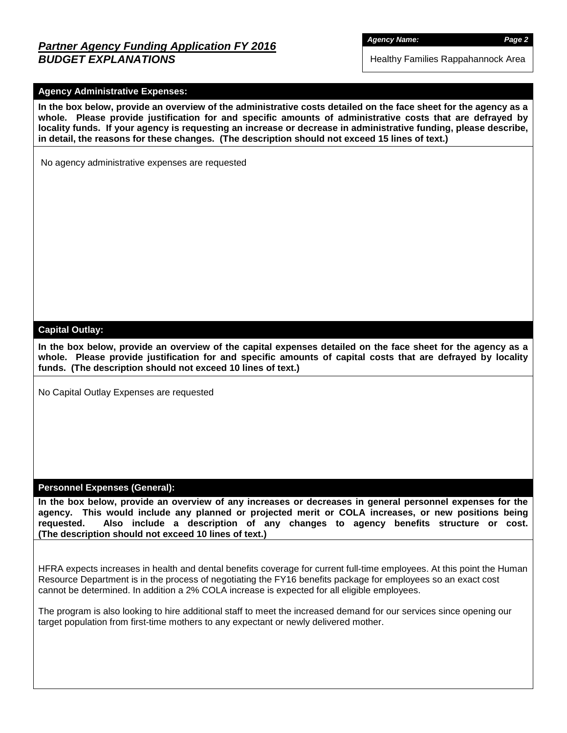## *Partner Agency Funding Application FY 2016*
## *BUDGET EXPLANATIONS*

***Agency Name:***

Healthy Families Rappahannock Area

### Agency Administrative Expenses:

**In the box below, provide an overview of the administrative costs detailed on the face sheet for the agency as a whole. Please provide justification for and specific amounts of administrative costs that are defrayed by locality funds. If your agency is requesting an increase or decrease in administrative funding, please describe, in detail, the reasons for these changes. (The description should not exceed 15 lines of text.)**

No agency administrative expenses are requested

### Capital Outlay:

**In the box below, provide an overview of the capital expenses detailed on the face sheet for the agency as a whole. Please provide justification for and specific amounts of capital costs that are defrayed by locality funds. (The description should not exceed 10 lines of text.)**

No Capital Outlay Expenses are requested

### Personnel Expenses (General):

**In the box below, provide an overview of any increases or decreases in general personnel expenses for the agency. This would include any planned or projected merit or COLA increases, or new positions being requested. Also include a description of any changes to agency benefits structure or cost. (The description should not exceed 10 lines of text.)**

HFRA expects increases in health and dental benefits coverage for current full-time employees. At this point the Human Resource Department is in the process of negotiating the FY16 benefits package for employees so an exact cost cannot be determined. In addition a 2% COLA increase is expected for all eligible employees.

The program is also looking to hire additional staff to meet the increased demand for our services since opening our target population from first-time mothers to any expectant or newly delivered mother.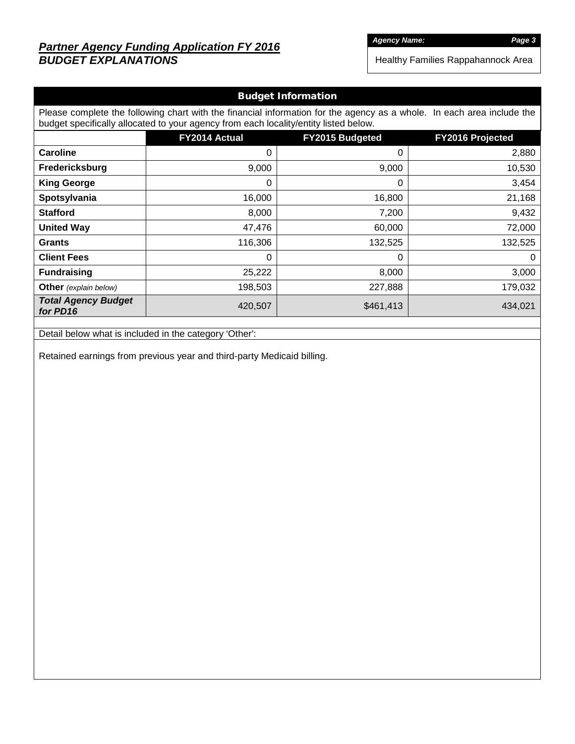## Partner Agency Funding Application FY 2016
## *BUDGET EXPLANATIONS*

*Agency Name:* Healthy Families Rappahannock Area

### Budget Information

Please complete the following chart with the financial information for the agency as a whole. In each area include the budget specifically allocated to your agency from each locality/entity listed below.

| | FY2014 Actual | FY2015 Budgeted | FY2016 Projected |
|---|---|---|---|
| **Caroline** | 0 | 0 | 2,880 |
| **Fredericksburg** | 9,000 | 9,000 | 10,530 |
| **King George** | 0 | 0 | 3,454 |
| **Spotsylvania** | 16,000 | 16,800 | 21,168 |
| **Stafford** | 8,000 | 7,200 | 9,432 |
| **United Way** | 47,476 | 60,000 | 72,000 |
| **Grants** | 116,306 | 132,525 | 132,525 |
| **Client Fees** | 0 | 0 | 0 |
| **Fundraising** | 25,222 | 8,000 | 3,000 |
| **Other** *(explain below)* | 198,503 | 227,888 | 179,032 |
| ***Total Agency Budget for PD16*** | 420,507 | $461,413 | 434,021 |

Detail below what is included in the category 'Other':

Retained earnings from previous year and third-party Medicaid billing.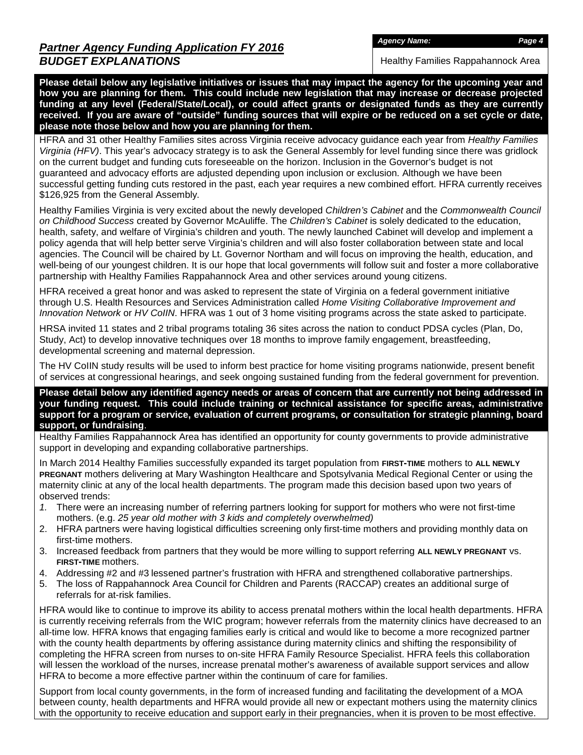## *Partner Agency Funding Application FY 2016*

### *BUDGET EXPLANATIONS*

*Agency Name:*

Healthy Families Rappahannock Area

**Please detail below any legislative initiatives or issues that may impact the agency for the upcoming year and how you are planning for them. This could include new legislation that may increase or decrease projected funding at any level (Federal/State/Local), or could affect grants or designated funds as they are currently received. If you are aware of "outside" funding sources that will expire or be reduced on a set cycle or date, please note those below and how you are planning for them.**

HFRA and 31 other Healthy Families sites across Virginia receive advocacy guidance each year from *Healthy Families Virginia (HFV)*. This year's advocacy strategy is to ask the General Assembly for level funding since there was gridlock on the current budget and funding cuts foreseeable on the horizon. Inclusion in the Governor's budget is not guaranteed and advocacy efforts are adjusted depending upon inclusion or exclusion. Although we have been successful getting funding cuts restored in the past, each year requires a new combined effort. HFRA currently receives $126,925 from the General Assembly.

Healthy Families Virginia is very excited about the newly developed *Children's Cabinet* and the *Commonwealth Council on Childhood Success* created by Governor McAuliffe. The *Children's Cabinet* is solely dedicated to the education, health, safety, and welfare of Virginia's children and youth. The newly launched Cabinet will develop and implement a policy agenda that will help better serve Virginia's children and will also foster collaboration between state and local agencies. The Council will be chaired by Lt. Governor Northam and will focus on improving the health, education, and well-being of our youngest children. It is our hope that local governments will follow suit and foster a more collaborative partnership with Healthy Families Rappahannock Area and other services around young citizens.

HFRA received a great honor and was asked to represent the state of Virginia on a federal government initiative through U.S. Health Resources and Services Administration called *Home Visiting Collaborative Improvement and Innovation Network* or *HV CoIIN*. HFRA was 1 out of 3 home visiting programs across the state asked to participate.

HRSA invited 11 states and 2 tribal programs totaling 36 sites across the nation to conduct PDSA cycles (Plan, Do, Study, Act) to develop innovative techniques over 18 months to improve family engagement, breastfeeding, developmental screening and maternal depression.

The HV CoIIN study results will be used to inform best practice for home visiting programs nationwide, present benefit of services at congressional hearings, and seek ongoing sustained funding from the federal government for prevention.

**Please detail below any identified agency needs or areas of concern that are currently not being addressed in your funding request. This could include training or technical assistance for specific areas, administrative support for a program or service, evaluation of current programs, or consultation for strategic planning, board support, or fundraising**.

Healthy Families Rappahannock Area has identified an opportunity for county governments to provide administrative support in developing and expanding collaborative partnerships.

In March 2014 Healthy Families successfully expanded its target population from **FIRST-TIME** mothers to **ALL NEWLY PREGNANT** mothers delivering at Mary Washington Healthcare and Spotsylvania Medical Regional Center or using the maternity clinic at any of the local health departments. The program made this decision based upon two years of observed trends:

1. There were an increasing number of referring partners looking for support for mothers who were not first-time mothers. (e.g. *25 year old mother with 3 kids and completely overwhelmed)*
2. HFRA partners were having logistical difficulties screening only first-time mothers and providing monthly data on first-time mothers.
3. Increased feedback from partners that they would be more willing to support referring **ALL NEWLY PREGNANT** vs. **FIRST-TIME** mothers.
4. Addressing #2 and #3 lessened partner's frustration with HFRA and strengthened collaborative partnerships.
5. The loss of Rappahannock Area Council for Children and Parents (RACCAP) creates an additional surge of referrals for at-risk families.

HFRA would like to continue to improve its ability to access prenatal mothers within the local health departments. HFRA is currently receiving referrals from the WIC program; however referrals from the maternity clinics have decreased to an all-time low. HFRA knows that engaging families early is critical and would like to become a more recognized partner with the county health departments by offering assistance during maternity clinics and shifting the responsibility of completing the HFRA screen from nurses to on-site HFRA Family Resource Specialist. HFRA feels this collaboration will lessen the workload of the nurses, increase prenatal mother's awareness of available support services and allow HFRA to become a more effective partner within the continuum of care for families.

Support from local county governments, in the form of increased funding and facilitating the development of a MOA between county, health departments and HFRA would provide all new or expectant mothers using the maternity clinics with the opportunity to receive education and support early in their pregnancies, when it is proven to be most effective.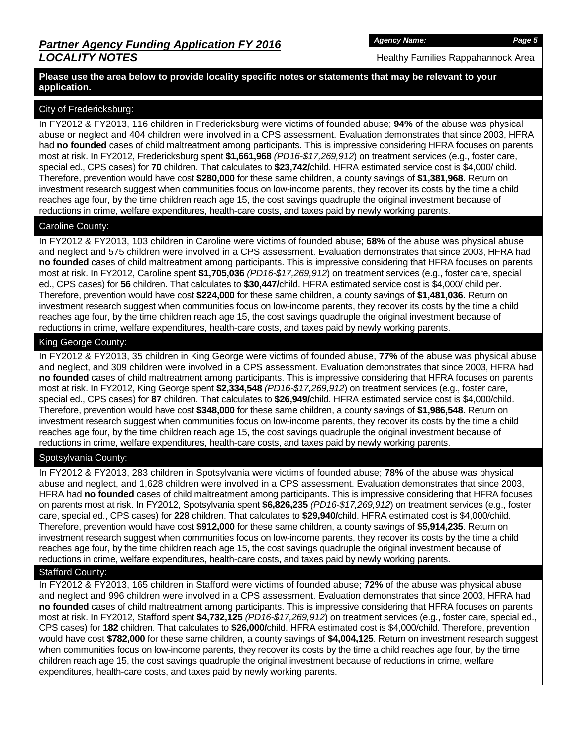## *Partner Agency Funding Application FY 2016*
## *LOCALITY NOTES*

***Agency Name:***

Healthy Families Rappahannock Area

**Please use the area below to provide locality specific notes or statements that may be relevant to your application.**

### City of Fredericksburg:

In FY2012 & FY2013, 116 children in Fredericksburg were victims of founded abuse; **94%** of the abuse was physical abuse or neglect and 404 children were involved in a CPS assessment. Evaluation demonstrates that since 2003, HFRA had **no founded** cases of child maltreatment among participants. This is impressive considering HFRA focuses on parents most at risk. In FY2012, Fredericksburg spent **$1,661,968** *(PD16-$17,269,912)* on treatment services (e.g., foster care, special ed., CPS cases) for **70** children. That calculates to **$23,742/**child. HFRA estimated service cost is $4,000/ child. Therefore, prevention would have cost **$280,000** for these same children, a county savings of **$1,381,968**. Return on investment research suggest when communities focus on low-income parents, they recover its costs by the time a child reaches age four, by the time children reach age 15, the cost savings quadruple the original investment because of reductions in crime, welfare expenditures, health-care costs, and taxes paid by newly working parents.

### Caroline County:

In FY2012 & FY2013, 103 children in Caroline were victims of founded abuse; **68%** of the abuse was physical abuse and neglect and 575 children were involved in a CPS assessment. Evaluation demonstrates that since 2003, HFRA had **no founded** cases of child maltreatment among participants. This is impressive considering that HFRA focuses on parents most at risk. In FY2012, Caroline spent **$1,705,036** *(PD16-$17,269,912)* on treatment services (e.g., foster care, special ed., CPS cases) for **56** children. That calculates to **$30,447/**child. HFRA estimated service cost is $4,000/ child per. Therefore, prevention would have cost **$224,000** for these same children, a county savings of **$1,481,036**. Return on investment research suggest when communities focus on low-income parents, they recover its costs by the time a child reaches age four, by the time children reach age 15, the cost savings quadruple the original investment because of reductions in crime, welfare expenditures, health-care costs, and taxes paid by newly working parents.

### King George County:

In FY2012 & FY2013, 35 children in King George were victims of founded abuse, **77%** of the abuse was physical abuse and neglect, and 309 children were involved in a CPS assessment. Evaluation demonstrates that since 2003, HFRA had **no founded** cases of child maltreatment among participants. This is impressive considering that HFRA focuses on parents most at risk. In FY2012, King George spent **$2,334,548** *(PD16-$17,269,912)* on treatment services (e.g., foster care, special ed., CPS cases) for **87** children. That calculates to **$26,949/**child. HFRA estimated service cost is $4,000/child. Therefore, prevention would have cost **$348,000** for these same children, a county savings of **$1,986,548**. Return on investment research suggest when communities focus on low-income parents, they recover its costs by the time a child reaches age four, by the time children reach age 15, the cost savings quadruple the original investment because of reductions in crime, welfare expenditures, health-care costs, and taxes paid by newly working parents.

### Spotsylvania County:

In FY2012 & FY2013, 283 children in Spotsylvania were victims of founded abuse; **78%** of the abuse was physical abuse and neglect, and 1,628 children were involved in a CPS assessment. Evaluation demonstrates that since 2003, HFRA had **no founded** cases of child maltreatment among participants. This is impressive considering that HFRA focuses on parents most at risk. In FY2012, Spotsylvania spent **$6,826,235** *(PD16-$17,269,912)* on treatment services (e.g., foster care, special ed., CPS cases) for **228** children. That calculates to **$29,940/**child. HFRA estimated cost is $4,000/child. Therefore, prevention would have cost **$912,000** for these same children, a county savings of **$5,914,235**. Return on investment research suggest when communities focus on low-income parents, they recover its costs by the time a child reaches age four, by the time children reach age 15, the cost savings quadruple the original investment because of reductions in crime, welfare expenditures, health-care costs, and taxes paid by newly working parents.

### Stafford County:

In FY2012 & FY2013, 165 children in Stafford were victims of founded abuse; **72%** of the abuse was physical abuse and neglect and 996 children were involved in a CPS assessment. Evaluation demonstrates that since 2003, HFRA had **no founded** cases of child maltreatment among participants. This is impressive considering HFRA focuses on parents most at risk. In FY2012, Stafford spent **$4,732,125** *(PD16-$17,269,912)* on treatment services (e.g., foster care, special ed., CPS cases) for **182** children. That calculates to **$26,000/**child. HFRA estimated cost is $4,000/child. Therefore, prevention would have cost **$782,000** for these same children, a county savings of **$4,004,125**. Return on investment research suggest when communities focus on low-income parents, they recover its costs by the time a child reaches age four, by the time children reach age 15, the cost savings quadruple the original investment because of reductions in crime, welfare expenditures, health-care costs, and taxes paid by newly working parents.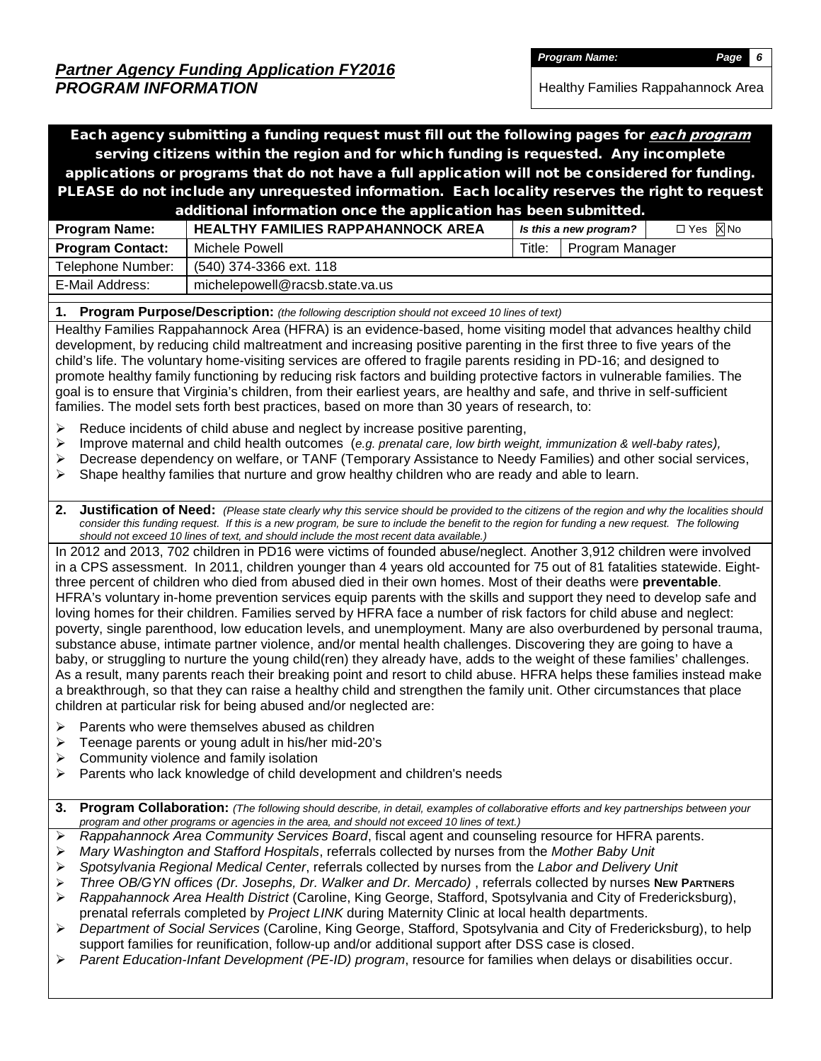## *Partner Agency Funding Application FY2016*
## *PROGRAM INFORMATION*

| *Program Name:* |
|---|
| Healthy Families Rappahannock Area |

**Each agency submitting a funding request must fill out the following pages for *each program* serving citizens within the region and for which funding is requested. Any incomplete applications or programs that do not have a full application will not be considered for funding. PLEASE do not include any unrequested information. Each locality reserves the right to request additional information once the application has been submitted.**

| **Program Name:** | **HEALTHY FAMILIES RAPPAHANNOCK AREA** | ***Is this a new program?*** | ☐ Yes ☒ No |
|---|---|---|---|
| **Program Contact:** | Michele Powell | Title: | Program Manager |
| Telephone Number: | (540) 374-3366 ext. 118 | | |
| E-Mail Address: | michelepowell@racsb.state.va.us | | |

**1. Program Purpose/Description:** *(the following description should not exceed 10 lines of text)*

Healthy Families Rappahannock Area (HFRA) is an evidence-based, home visiting model that advances healthy child development, by reducing child maltreatment and increasing positive parenting in the first three to five years of the child's life. The voluntary home-visiting services are offered to fragile parents residing in PD-16; and designed to promote healthy family functioning by reducing risk factors and building protective factors in vulnerable families. The goal is to ensure that Virginia's children, from their earliest years, are healthy and safe, and thrive in self-sufficient families. The model sets forth best practices, based on more than 30 years of research, to:

- Reduce incidents of child abuse and neglect by increase positive parenting,
- Improve maternal and child health outcomes (*e.g. prenatal care, low birth weight, immunization & well-baby rates),*
- Decrease dependency on welfare, or TANF (Temporary Assistance to Needy Families) and other social services,
- Shape healthy families that nurture and grow healthy children who are ready and able to learn.

**2. Justification of Need:** *(Please state clearly why this service should be provided to the citizens of the region and why the localities should consider this funding request. If this is a new program, be sure to include the benefit to the region for funding a new request. The following should not exceed 10 lines of text, and should include the most recent data available.)*

In 2012 and 2013, 702 children in PD16 were victims of founded abuse/neglect. Another 3,912 children were involved in a CPS assessment. In 2011, children younger than 4 years old accounted for 75 out of 81 fatalities statewide. Eighty-three percent of children who died from abused died in their own homes. Most of their deaths were **preventable**. HFRA's voluntary in-home prevention services equip parents with the skills and support they need to develop safe and loving homes for their children. Families served by HFRA face a number of risk factors for child abuse and neglect: poverty, single parenthood, low education levels, and unemployment. Many are also overburdened by personal trauma, substance abuse, intimate partner violence, and/or mental health challenges. Discovering they are going to have a baby, or struggling to nurture the young child(ren) they already have, adds to the weight of these families' challenges. As a result, many parents reach their breaking point and resort to child abuse. HFRA helps these families instead make a breakthrough, so that they can raise a healthy child and strengthen the family unit. Other circumstances that place children at particular risk for being abused and/or neglected are:

- Parents who were themselves abused as children
- Teenage parents or young adult in his/her mid-20's
- Community violence and family isolation
- Parents who lack knowledge of child development and children's needs

**3. Program Collaboration:** *(The following should describe, in detail, examples of collaborative efforts and key partnerships between your program and other programs or agencies in the area, and should not exceed 10 lines of text.)*

- *Rappahannock Area Community Services Board*, fiscal agent and counseling resource for HFRA parents.
- *Mary Washington and Stafford Hospitals*, referrals collected by nurses from the *Mother Baby Unit*
- *Spotsylvania Regional Medical Center*, referrals collected by nurses from the *Labor and Delivery Unit*
- *Three OB/GYN offices (Dr. Josephs, Dr. Walker and Dr. Mercado)* , referrals collected by nurses **NEW PARTNERS**
- *Rappahannock Area Health District* (Caroline, King George, Stafford, Spotsylvania and City of Fredericksburg), prenatal referrals completed by *Project LINK* during Maternity Clinic at local health departments.
- *Department of Social Services* (Caroline, King George, Stafford, Spotsylvania and City of Fredericksburg), to help support families for reunification, follow-up and/or additional support after DSS case is closed.
- *Parent Education-Infant Development (PE-ID) program*, resource for families when delays or disabilities occur.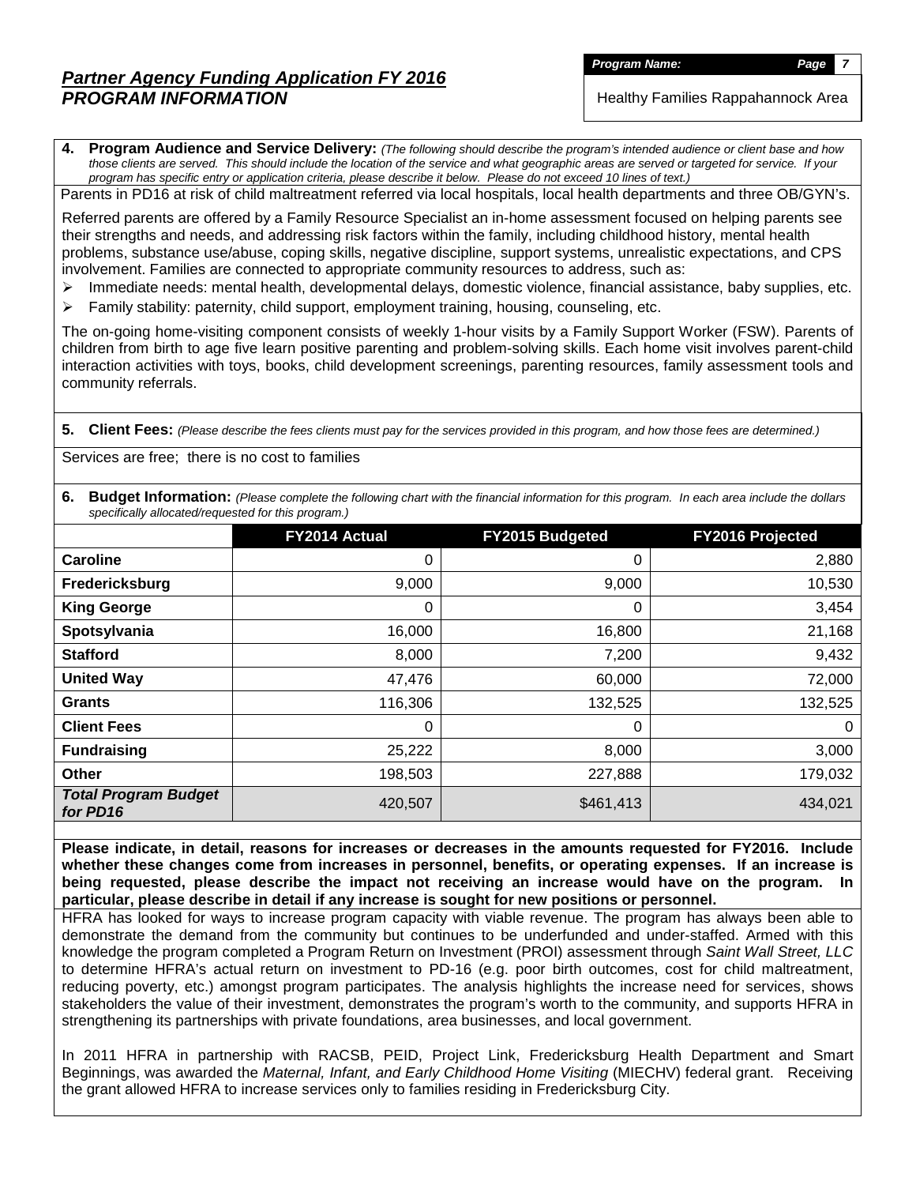## *Partner Agency Funding Application FY 2016*
## *PROGRAM INFORMATION*

***Program Name:*** Healthy Families Rappahannock Area

**4. Program Audience and Service Delivery:** *(The following should describe the program's intended audience or client base and how those clients are served. This should include the location of the service and what geographic areas are served or targeted for service. If your program has specific entry or application criteria, please describe it below. Please do not exceed 10 lines of text.)*

Parents in PD16 at risk of child maltreatment referred via local hospitals, local health departments and three OB/GYN's.

Referred parents are offered by a Family Resource Specialist an in-home assessment focused on helping parents see their strengths and needs, and addressing risk factors within the family, including childhood history, mental health problems, substance use/abuse, coping skills, negative discipline, support systems, unrealistic expectations, and CPS involvement. Families are connected to appropriate community resources to address, such as:

- Immediate needs: mental health, developmental delays, domestic violence, financial assistance, baby supplies, etc.
- Family stability: paternity, child support, employment training, housing, counseling, etc.

The on-going home-visiting component consists of weekly 1-hour visits by a Family Support Worker (FSW). Parents of children from birth to age five learn positive parenting and problem-solving skills. Each home visit involves parent-child interaction activities with toys, books, child development screenings, parenting resources, family assessment tools and community referrals.

**5. Client Fees:** *(Please describe the fees clients must pay for the services provided in this program, and how those fees are determined.)*

Services are free; there is no cost to families

**6. Budget Information:** *(Please complete the following chart with the financial information for this program. In each area include the dollars specifically allocated/requested for this program.)*

| | FY2014 Actual | FY2015 Budgeted | FY2016 Projected |
|---|---|---|---|
| **Caroline** | 0 | 0 | 2,880 |
| **Fredericksburg** | 9,000 | 9,000 | 10,530 |
| **King George** | 0 | 0 | 3,454 |
| **Spotsylvania** | 16,000 | 16,800 | 21,168 |
| **Stafford** | 8,000 | 7,200 | 9,432 |
| **United Way** | 47,476 | 60,000 | 72,000 |
| **Grants** | 116,306 | 132,525 | 132,525 |
| **Client Fees** | 0 | 0 | 0 |
| **Fundraising** | 25,222 | 8,000 | 3,000 |
| **Other** | 198,503 | 227,888 | 179,032 |
| ***Total Program Budget for PD16*** | 420,507 | $461,413 | 434,021 |

**Please indicate, in detail, reasons for increases or decreases in the amounts requested for FY2016. Include whether these changes come from increases in personnel, benefits, or operating expenses. If an increase is being requested, please describe the impact not receiving an increase would have on the program. In particular, please describe in detail if any increase is sought for new positions or personnel.**

HFRA has looked for ways to increase program capacity with viable revenue. The program has always been able to demonstrate the demand from the community but continues to be underfunded and under-staffed. Armed with this knowledge the program completed a Program Return on Investment (PROI) assessment through *Saint Wall Street, LLC* to determine HFRA's actual return on investment to PD-16 (e.g. poor birth outcomes, cost for child maltreatment, reducing poverty, etc.) amongst program participates. The analysis highlights the increase need for services, shows stakeholders the value of their investment, demonstrates the program's worth to the community, and supports HFRA in strengthening its partnerships with private foundations, area businesses, and local government.

In 2011 HFRA in partnership with RACSB, PEID, Project Link, Fredericksburg Health Department and Smart Beginnings, was awarded the *Maternal, Infant, and Early Childhood Home Visiting* (MIECHV) federal grant. Receiving the grant allowed HFRA to increase services only to families residing in Fredericksburg City.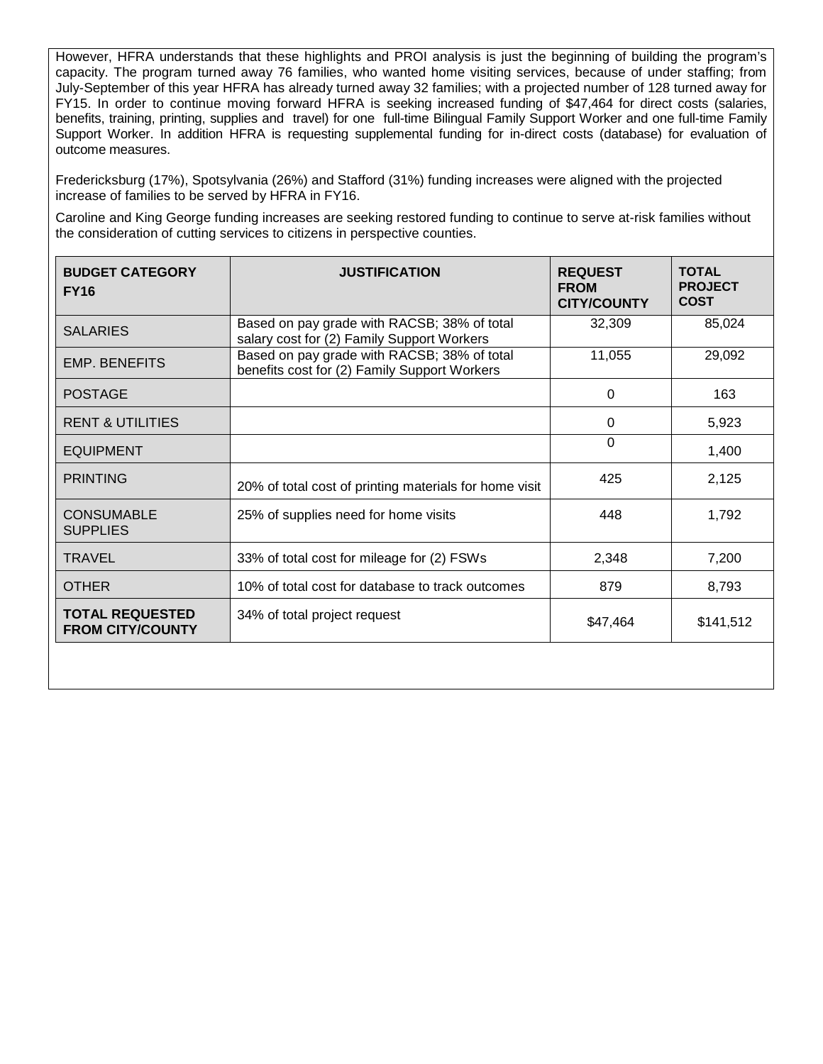However, HFRA understands that these highlights and PROI analysis is just the beginning of building the program's capacity. The program turned away 76 families, who wanted home visiting services, because of under staffing; from July-September of this year HFRA has already turned away 32 families; with a projected number of 128 turned away for FY15. In order to continue moving forward HFRA is seeking increased funding of $47,464 for direct costs (salaries, benefits, training, printing, supplies and travel) for one full-time Bilingual Family Support Worker and one full-time Family Support Worker. In addition HFRA is requesting supplemental funding for in-direct costs (database) for evaluation of outcome measures.

Fredericksburg (17%), Spotsylvania (26%) and Stafford (31%) funding increases were aligned with the projected increase of families to be served by HFRA in FY16.

Caroline and King George funding increases are seeking restored funding to continue to serve at-risk families without the consideration of cutting services to citizens in perspective counties.

| BUDGET CATEGORY FY16 | JUSTIFICATION | REQUEST FROM CITY/COUNTY | TOTAL PROJECT COST |
|---|---|---|---|
| SALARIES | Based on pay grade with RACSB; 38% of total salary cost for (2) Family Support Workers | 32,309 | 85,024 |
| EMP. BENEFITS | Based on pay grade with RACSB; 38% of total benefits cost for (2) Family Support Workers | 11,055 | 29,092 |
| POSTAGE | | 0 | 163 |
| RENT & UTILITIES | | 0 | 5,923 |
| EQUIPMENT | | 0 | 1,400 |
| PRINTING | 20% of total cost of printing materials for home visit | 425 | 2,125 |
| CONSUMABLE SUPPLIES | 25% of supplies need for home visits | 448 | 1,792 |
| TRAVEL | 33% of total cost for mileage for (2) FSWs | 2,348 | 7,200 |
| OTHER | 10% of total cost for database to track outcomes | 879 | 8,793 |
| **TOTAL REQUESTED FROM CITY/COUNTY** | 34% of total project request | $47,464 | $141,512 |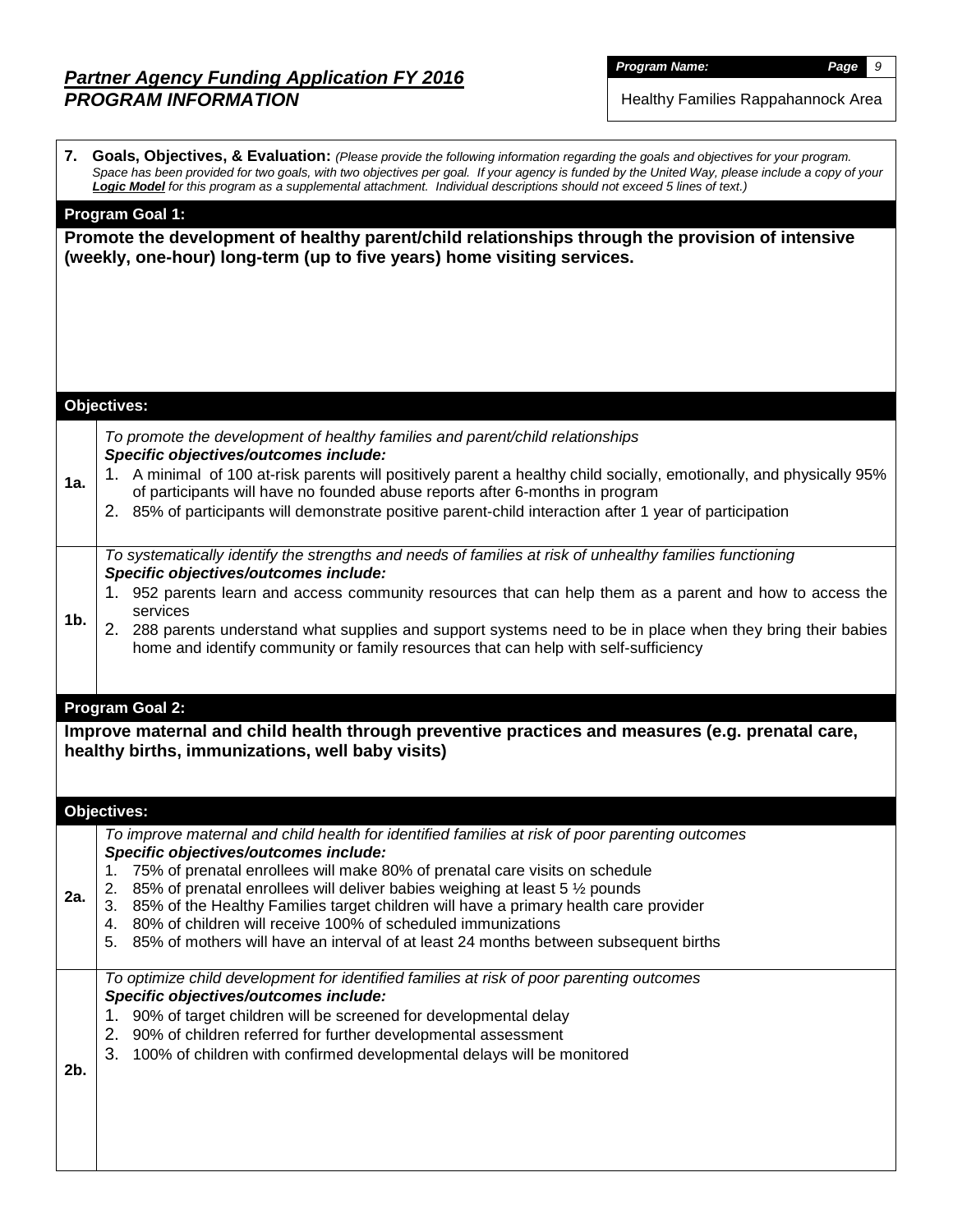## Partner Agency Funding Application FY 2016
## *PROGRAM INFORMATION*

***Program Name:*** Healthy Families Rappahannock Area

**7. Goals, Objectives, & Evaluation:** *(Please provide the following information regarding the goals and objectives for your program. Space has been provided for two goals, with two objectives per goal. If your agency is funded by the United Way, please include a copy of your **Logic Model** for this program as a supplemental attachment. Individual descriptions should not exceed 5 lines of text.)*

### Program Goal 1:

**Promote the development of healthy parent/child relationships through the provision of intensive (weekly, one-hour) long-term (up to five years) home visiting services.**

### Objectives:

**1a.**

*To promote the development of healthy families and parent/child relationships*
***Specific objectives/outcomes include:***

1. A minimal of 100 at-risk parents will positively parent a healthy child socially, emotionally, and physically 95% of participants will have no founded abuse reports after 6-months in program
2. 85% of participants will demonstrate positive parent-child interaction after 1 year of participation

**1b.**

*To systematically identify the strengths and needs of families at risk of unhealthy families functioning*
***Specific objectives/outcomes include:***

1. 952 parents learn and access community resources that can help them as a parent and how to access the services
2. 288 parents understand what supplies and support systems need to be in place when they bring their babies home and identify community or family resources that can help with self-sufficiency

### Program Goal 2:

**Improve maternal and child health through preventive practices and measures (e.g. prenatal care, healthy births, immunizations, well baby visits)**

### Objectives:

**2a.**

*To improve maternal and child health for identified families at risk of poor parenting outcomes*
***Specific objectives/outcomes include:***

1. 75% of prenatal enrollees will make 80% of prenatal care visits on schedule
2. 85% of prenatal enrollees will deliver babies weighing at least 5 ½ pounds
3. 85% of the Healthy Families target children will have a primary health care provider
4. 80% of children will receive 100% of scheduled immunizations
5. 85% of mothers will have an interval of at least 24 months between subsequent births

**2b.**

*To optimize child development for identified families at risk of poor parenting outcomes*
***Specific objectives/outcomes include:***

1. 90% of target children will be screened for developmental delay
2. 90% of children referred for further developmental assessment
3. 100% of children with confirmed developmental delays will be monitored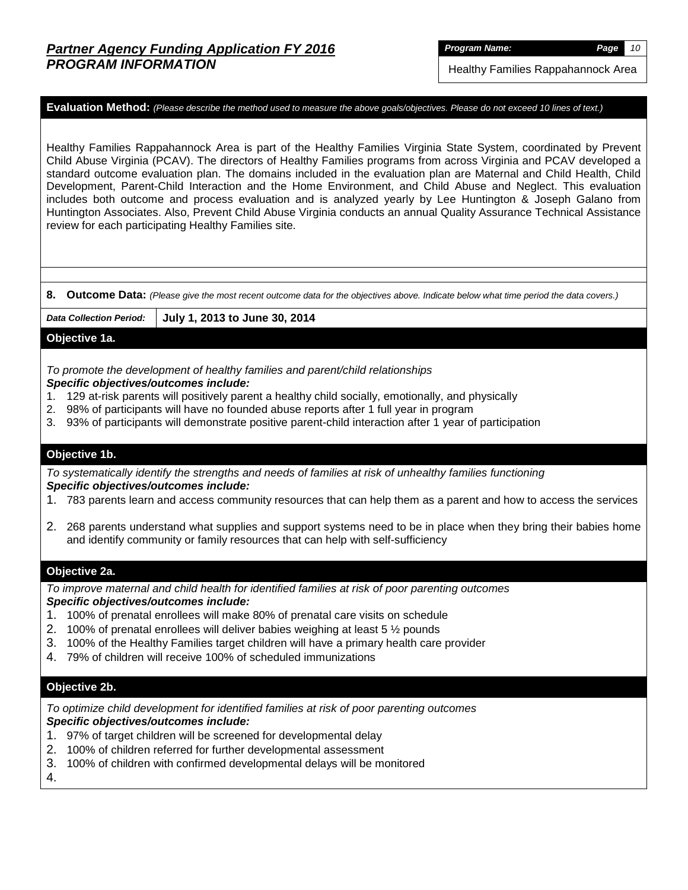## Partner Agency Funding Application FY 2016
## PROGRAM INFORMATION

**Program Name:** Healthy Families Rappahannock Area

**Evaluation Method:** *(Please describe the method used to measure the above goals/objectives. Please do not exceed 10 lines of text.)*

Healthy Families Rappahannock Area is part of the Healthy Families Virginia State System, coordinated by Prevent Child Abuse Virginia (PCAV). The directors of Healthy Families programs from across Virginia and PCAV developed a standard outcome evaluation plan. The domains included in the evaluation plan are Maternal and Child Health, Child Development, Parent-Child Interaction and the Home Environment, and Child Abuse and Neglect. This evaluation includes both outcome and process evaluation and is analyzed yearly by Lee Huntington & Joseph Galano from Huntington Associates. Also, Prevent Child Abuse Virginia conducts an annual Quality Assurance Technical Assistance review for each participating Healthy Families site.

**8. Outcome Data:** *(Please give the most recent outcome data for the objectives above. Indicate below what time period the data covers.)*

*Data Collection Period:* **July 1, 2013 to June 30, 2014**

### Objective 1a.

*To promote the development of healthy families and parent/child relationships*
***Specific objectives/outcomes include:***

1. 129 at-risk parents will positively parent a healthy child socially, emotionally, and physically
2. 98% of participants will have no founded abuse reports after 1 full year in program
3. 93% of participants will demonstrate positive parent-child interaction after 1 year of participation

### Objective 1b.

*To systematically identify the strengths and needs of families at risk of unhealthy families functioning*
***Specific objectives/outcomes include:***

1. 783 parents learn and access community resources that can help them as a parent and how to access the services
2. 268 parents understand what supplies and support systems need to be in place when they bring their babies home and identify community or family resources that can help with self-sufficiency

### Objective 2a.

*To improve maternal and child health for identified families at risk of poor parenting outcomes*
***Specific objectives/outcomes include:***

1. 100% of prenatal enrollees will make 80% of prenatal care visits on schedule
2. 100% of prenatal enrollees will deliver babies weighing at least 5 ½ pounds
3. 100% of the Healthy Families target children will have a primary health care provider
4. 79% of children will receive 100% of scheduled immunizations

### Objective 2b.

*To optimize child development for identified families at risk of poor parenting outcomes*
***Specific objectives/outcomes include:***

1. 97% of target children will be screened for developmental delay
2. 100% of children referred for further developmental assessment
3. 100% of children with confirmed developmental delays will be monitored
4.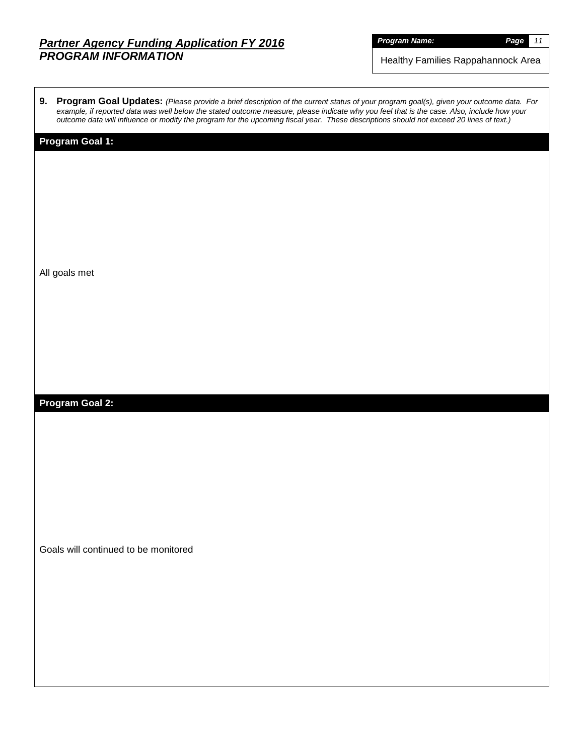# *Partner Agency Funding Application FY 2016*
## *PROGRAM INFORMATION*

| ***Program Name:*** |
|---|
| Healthy Families Rappahannock Area |

**9. Program Goal Updates:** *(Please provide a brief description of the current status of your program goal(s), given your outcome data. For example, if reported data was well below the stated outcome measure, please indicate why you feel that is the case. Also, include how your outcome data will influence or modify the program for the upcoming fiscal year. These descriptions should not exceed 20 lines of text.)*

### Program Goal 1:

All goals met

### Program Goal 2:

Goals will continued to be monitored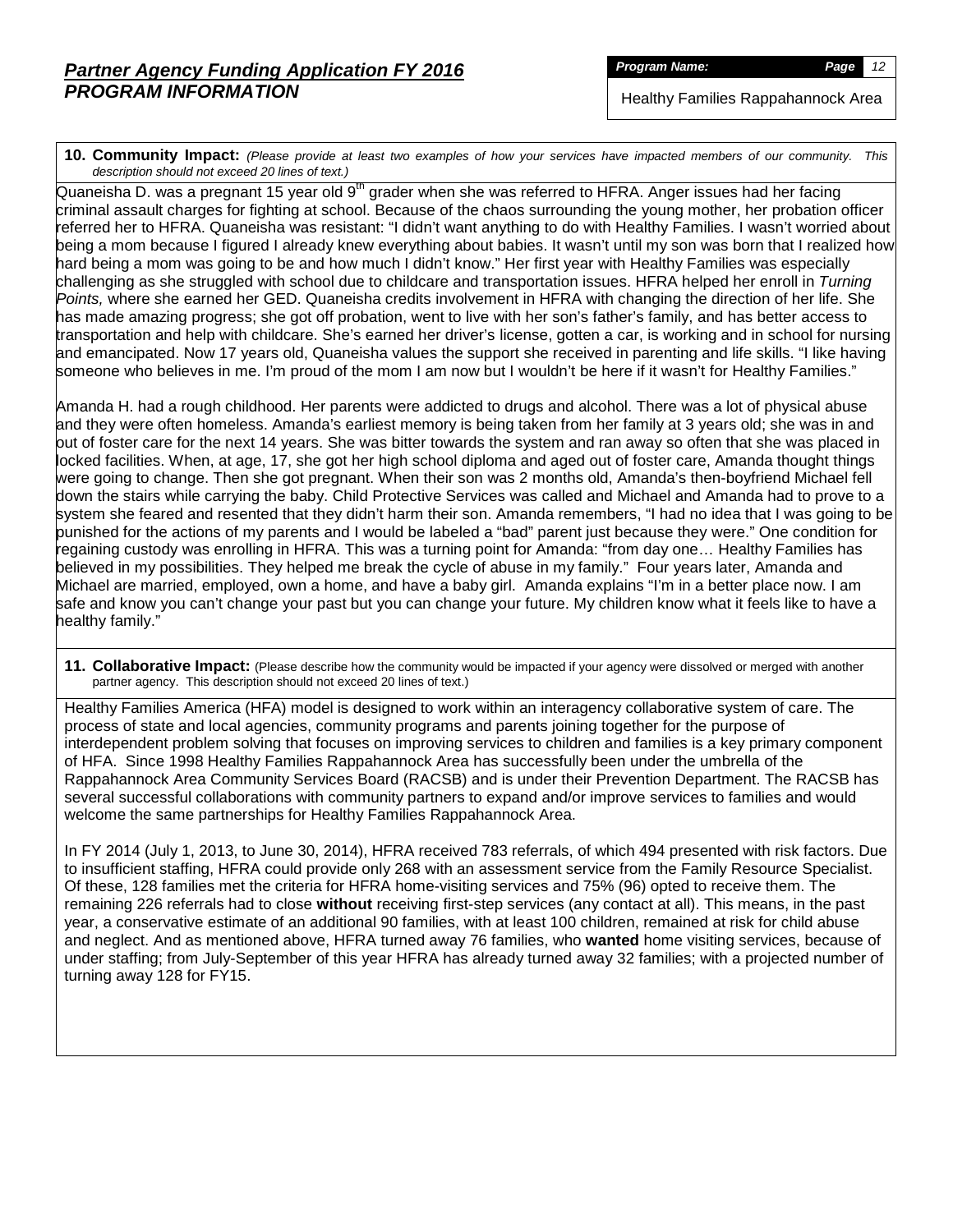## Partner Agency Funding Application FY 2016
## PROGRAM INFORMATION

**Program Name:** Healthy Families Rappahannock Area

**10. Community Impact:** *(Please provide at least two examples of how your services have impacted members of our community. This description should not exceed 20 lines of text.)*

Quaneisha D. was a pregnant 15 year old 9th grader when she was referred to HFRA. Anger issues had her facing criminal assault charges for fighting at school. Because of the chaos surrounding the young mother, her probation officer referred her to HFRA. Quaneisha was resistant: "I didn't want anything to do with Healthy Families. I wasn't worried about being a mom because I figured I already knew everything about babies. It wasn't until my son was born that I realized how hard being a mom was going to be and how much I didn't know." Her first year with Healthy Families was especially challenging as she struggled with school due to childcare and transportation issues. HFRA helped her enroll in *Turning Points,* where she earned her GED. Quaneisha credits involvement in HFRA with changing the direction of her life. She has made amazing progress; she got off probation, went to live with her son's father's family, and has better access to transportation and help with childcare. She's earned her driver's license, gotten a car, is working and in school for nursing and emancipated. Now 17 years old, Quaneisha values the support she received in parenting and life skills. "I like having someone who believes in me. I'm proud of the mom I am now but I wouldn't be here if it wasn't for Healthy Families."

Amanda H. had a rough childhood. Her parents were addicted to drugs and alcohol. There was a lot of physical abuse and they were often homeless. Amanda's earliest memory is being taken from her family at 3 years old; she was in and out of foster care for the next 14 years. She was bitter towards the system and ran away so often that she was placed in locked facilities. When, at age, 17, she got her high school diploma and aged out of foster care, Amanda thought things were going to change. Then she got pregnant. When their son was 2 months old, Amanda's then-boyfriend Michael fell down the stairs while carrying the baby. Child Protective Services was called and Michael and Amanda had to prove to a system she feared and resented that they didn't harm their son. Amanda remembers, "I had no idea that I was going to be punished for the actions of my parents and I would be labeled a "bad" parent just because they were." One condition for regaining custody was enrolling in HFRA. This was a turning point for Amanda: "from day one… Healthy Families has believed in my possibilities. They helped me break the cycle of abuse in my family." Four years later, Amanda and Michael are married, employed, own a home, and have a baby girl. Amanda explains "I'm in a better place now. I am safe and know you can't change your past but you can change your future. My children know what it feels like to have a healthy family."

**11. Collaborative Impact:** (Please describe how the community would be impacted if your agency were dissolved or merged with another partner agency. This description should not exceed 20 lines of text.)

Healthy Families America (HFA) model is designed to work within an interagency collaborative system of care. The process of state and local agencies, community programs and parents joining together for the purpose of interdependent problem solving that focuses on improving services to children and families is a key primary component of HFA. Since 1998 Healthy Families Rappahannock Area has successfully been under the umbrella of the Rappahannock Area Community Services Board (RACSB) and is under their Prevention Department. The RACSB has several successful collaborations with community partners to expand and/or improve services to families and would welcome the same partnerships for Healthy Families Rappahannock Area.

In FY 2014 (July 1, 2013, to June 30, 2014), HFRA received 783 referrals, of which 494 presented with risk factors. Due to insufficient staffing, HFRA could provide only 268 with an assessment service from the Family Resource Specialist. Of these, 128 families met the criteria for HFRA home-visiting services and 75% (96) opted to receive them. The remaining 226 referrals had to close **without** receiving first-step services (any contact at all). This means, in the past year, a conservative estimate of an additional 90 families, with at least 100 children, remained at risk for child abuse and neglect. And as mentioned above, HFRA turned away 76 families, who **wanted** home visiting services, because of under staffing; from July-September of this year HFRA has already turned away 32 families; with a projected number of turning away 128 for FY15.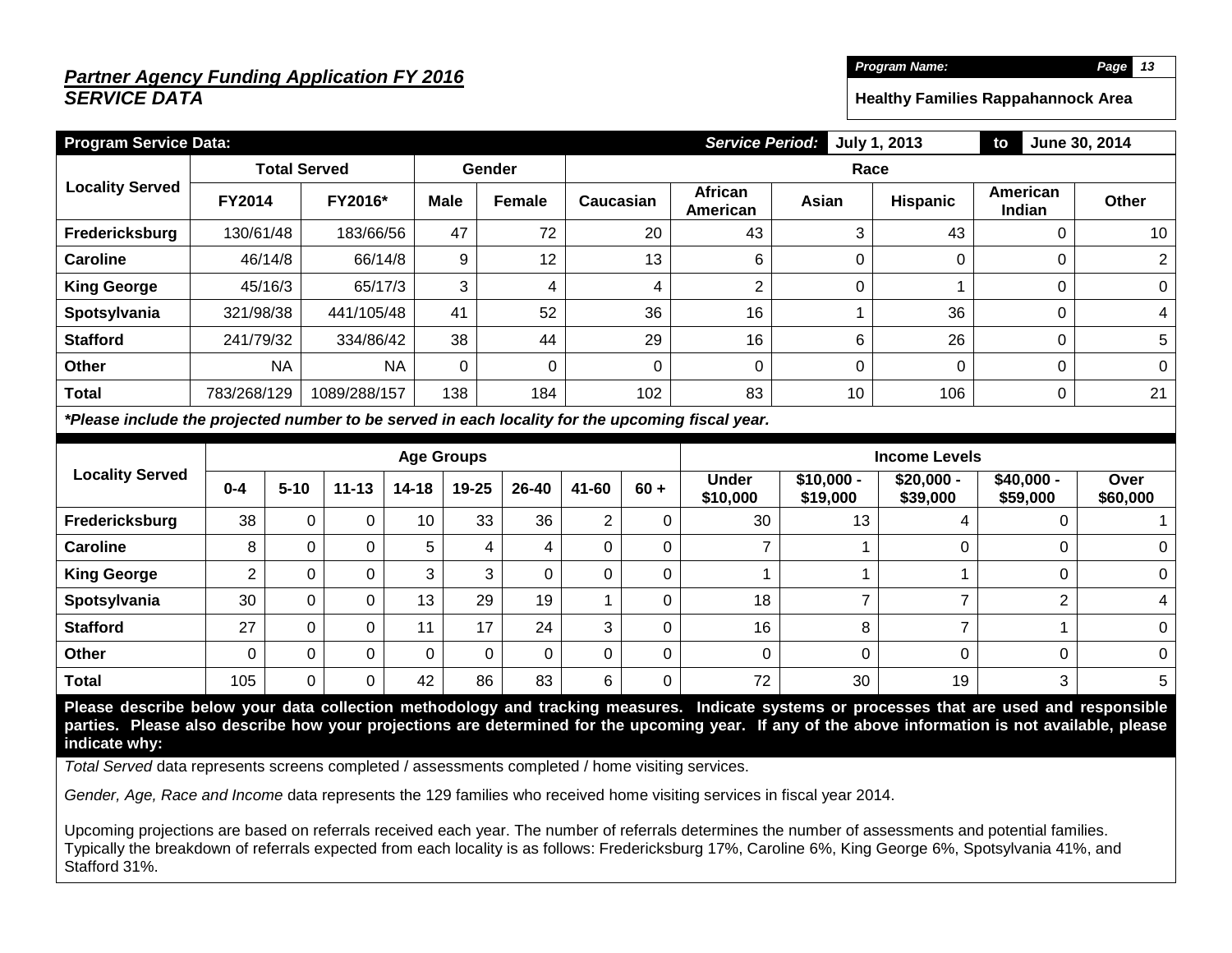## *Partner Agency Funding Application FY 2016*
## *SERVICE DATA*

| *Program Name:* | *Page 13* |
|---|---|
| **Healthy Families Rappahannock Area** | |

**Program Service Data:** *Service Period:* **July 1, 2013** to **June 30, 2014**

| Locality Served | Total Served | | Gender | | Race | | | | | |
|---|---|---|---|---|---|---|---|---|---|---|
| | FY2014 | FY2016* | Male | Female | Caucasian | African American | Asian | Hispanic | American Indian | Other |
| Fredericksburg | 130/61/48 | 183/66/56 | 47 | 72 | 20 | 43 | 3 | 43 | 0 | 10 |
| Caroline | 46/14/8 | 66/14/8 | 9 | 12 | 13 | 6 | 0 | 0 | 0 | 2 |
| King George | 45/16/3 | 65/17/3 | 3 | 4 | 4 | 2 | 0 | 1 | 0 | 0 |
| Spotsylvania | 321/98/38 | 441/105/48 | 41 | 52 | 36 | 16 | 1 | 36 | 0 | 4 |
| Stafford | 241/79/32 | 334/86/42 | 38 | 44 | 29 | 16 | 6 | 26 | 0 | 5 |
| Other | NA | NA | 0 | 0 | 0 | 0 | 0 | 0 | 0 | 0 |
| Total | 783/268/129 | 1089/288/157 | 138 | 184 | 102 | 83 | 10 | 106 | 0 | 21 |

***Please include the projected number to be served in each locality for the upcoming fiscal year.**

| Locality Served | Age Groups | | | | | | | | Income Levels | | | | |
|---|---|---|---|---|---|---|---|---|---|---|---|---|---|
| | 0-4 | 5-10 | 11-13 | 14-18 | 19-25 | 26-40 | 41-60 | 60 + | Under $10,000 | $10,000 - $19,000 | $20,000 - $39,000 | $40,000 - $59,000 | Over $60,000 |
| Fredericksburg | 38 | 0 | 0 | 10 | 33 | 36 | 2 | 0 | 30 | 13 | 4 | 0 | 1 |
| Caroline | 8 | 0 | 0 | 5 | 4 | 4 | 0 | 0 | 7 | 1 | 0 | 0 | 0 |
| King George | 2 | 0 | 0 | 3 | 3 | 0 | 0 | 0 | 1 | 1 | 1 | 0 | 0 |
| Spotsylvania | 30 | 0 | 0 | 13 | 29 | 19 | 1 | 0 | 18 | 7 | 7 | 2 | 4 |
| Stafford | 27 | 0 | 0 | 11 | 17 | 24 | 3 | 0 | 16 | 8 | 7 | 1 | 0 |
| Other | 0 | 0 | 0 | 0 | 0 | 0 | 0 | 0 | 0 | 0 | 0 | 0 | 0 |
| Total | 105 | 0 | 0 | 42 | 86 | 83 | 6 | 0 | 72 | 30 | 19 | 3 | 5 |

**Please describe below your data collection methodology and tracking measures. Indicate systems or processes that are used and responsible parties. Please also describe how your projections are determined for the upcoming year. If any of the above information is not available, please indicate why:**

*Total Served* data represents screens completed / assessments completed / home visiting services.

*Gender, Age, Race and Income* data represents the 129 families who received home visiting services in fiscal year 2014.

Upcoming projections are based on referrals received each year. The number of referrals determines the number of assessments and potential families. Typically the breakdown of referrals expected from each locality is as follows: Fredericksburg 17%, Caroline 6%, King George 6%, Spotsylvania 41%, and Stafford 31%.